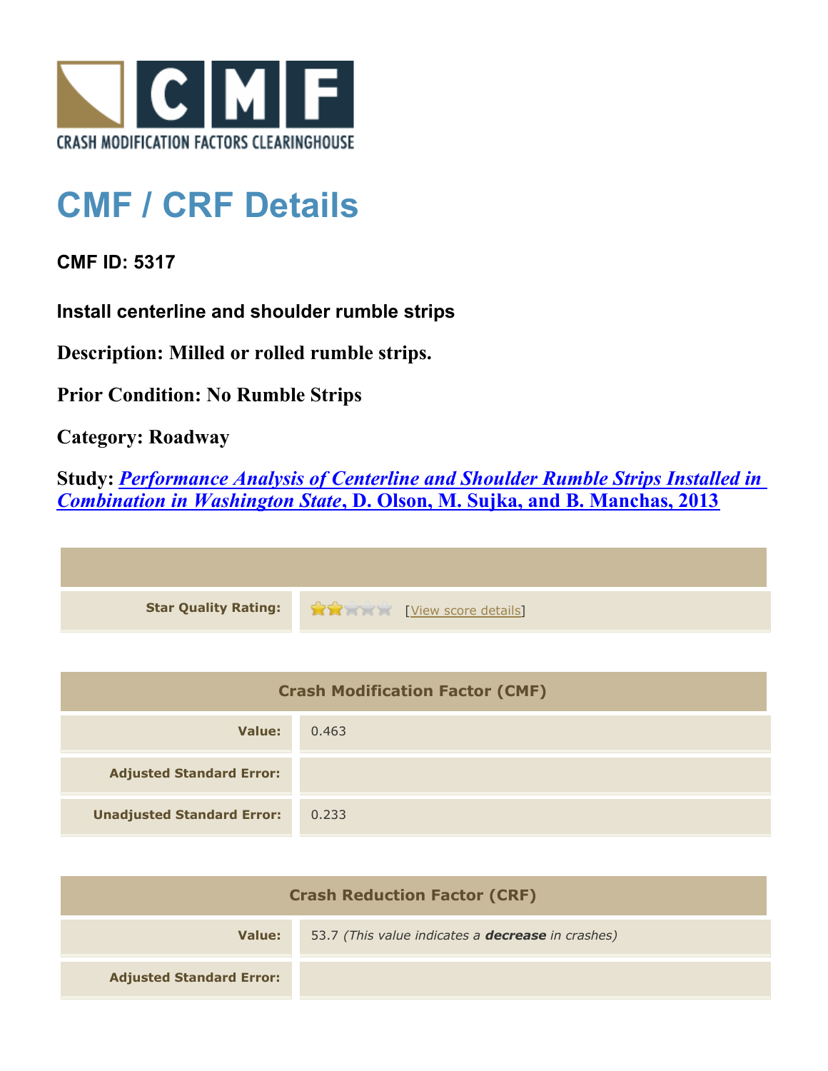CRASH MODIFICATION FACTORS CLEARINGHOUSE

# CMF / CRF Details

**CMF ID: 5317**

**Install centerline and shoulder rumble strips**

**Description: Milled or rolled rumble strips.**

**Prior Condition: No Rumble Strips**

**Category: Roadway**

**Study: *Performance Analysis of Centerline and Shoulder Rumble Strips Installed in Combination in Washington State*, D. Olson, M. Sujka, and B. Manchas, 2013**

| | |
|---|---|
| **Star Quality Rating:** | [View score details] |

| Crash Modification Factor (CMF) | |
|---|---|
| **Value:** | 0.463 |
| **Adjusted Standard Error:** | |
| **Unadjusted Standard Error:** | 0.233 |

| Crash Reduction Factor (CRF) | |
|---|---|
| **Value:** | 53.7 *(This value indicates a **decrease** in crashes)* |
| **Adjusted Standard Error:** | |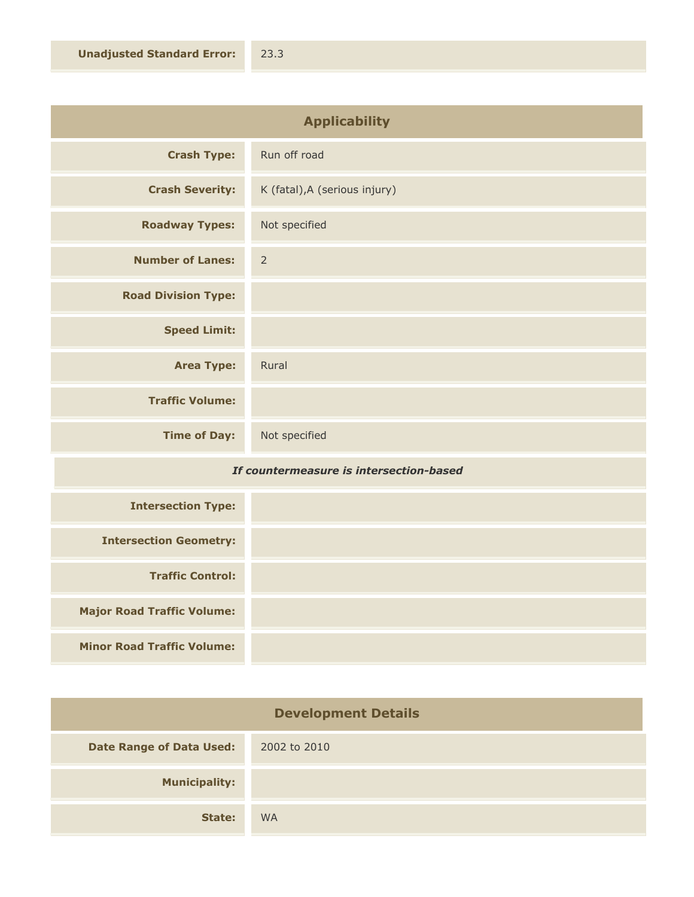| | |
|---|---|
| **Unadjusted Standard Error:** | 23.3 |

| Applicability | |
|---|---|
| **Crash Type:** | Run off road |
| **Crash Severity:** | K (fatal),A (serious injury) |
| **Roadway Types:** | Not specified |
| **Number of Lanes:** | 2 |
| **Road Division Type:** | |
| **Speed Limit:** | |
| **Area Type:** | Rural |
| **Traffic Volume:** | |
| **Time of Day:** | Not specified |
| ***If countermeasure is intersection-based*** | |
| **Intersection Type:** | |
| **Intersection Geometry:** | |
| **Traffic Control:** | |
| **Major Road Traffic Volume:** | |
| **Minor Road Traffic Volume:** | |

| Development Details | |
|---|---|
| **Date Range of Data Used:** | 2002 to 2010 |
| **Municipality:** | |
| **State:** | WA |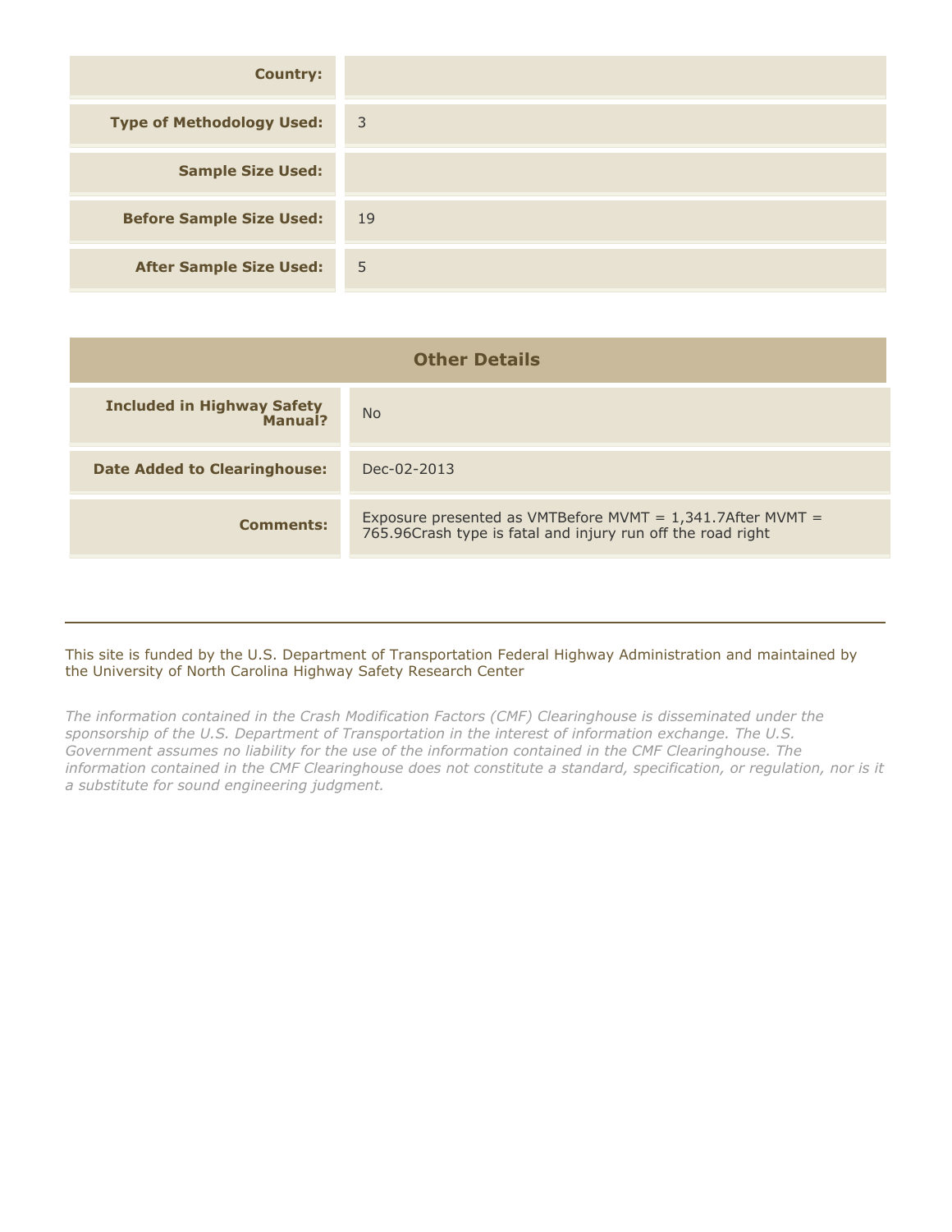| | |
|---|---|
| **Country:** | |
| **Type of Methodology Used:** | 3 |
| **Sample Size Used:** | |
| **Before Sample Size Used:** | 19 |
| **After Sample Size Used:** | 5 |

## Other Details

| | |
|---|---|
| **Included in Highway Safety Manual?** | No |
| **Date Added to Clearinghouse:** | Dec-02-2013 |
| **Comments:** | Exposure presented as VMTBefore MVMT = 1,341.7After MVMT = 765.96Crash type is fatal and injury run off the road right |

---

This site is funded by the U.S. Department of Transportation Federal Highway Administration and maintained by the University of North Carolina Highway Safety Research Center

*The information contained in the Crash Modification Factors (CMF) Clearinghouse is disseminated under the sponsorship of the U.S. Department of Transportation in the interest of information exchange. The U.S. Government assumes no liability for the use of the information contained in the CMF Clearinghouse. The information contained in the CMF Clearinghouse does not constitute a standard, specification, or regulation, nor is it a substitute for sound engineering judgment.*